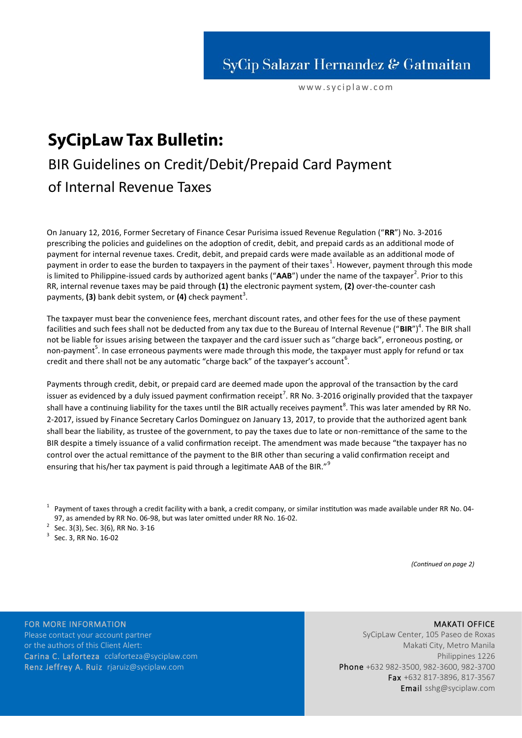SyCip Salazar Hernandez & Gatmaitan

www.syciplaw.com

# SyCipLaw Tax Bulletin:

## BIR Guidelines on Credit/Debit/Prepaid Card Payment of Internal Revenue Taxes

On January 12, 2016, Former Secretary of Finance Cesar Purisima issued Revenue Regulation ("**RR**") No. 3-2016 prescribing the policies and guidelines on the adoption of credit, debit, and prepaid cards as an additional mode of payment for internal revenue taxes. Credit, debit, and prepaid cards were made available as an additional mode of payment in order to ease the burden to taxpayers in the payment of their taxes[1]. However, payment through this mode is limited to Philippine-issued cards by authorized agent banks ("**AAB**") under the name of the taxpayer[2]. Prior to this RR, internal revenue taxes may be paid through **(1)** the electronic payment system, **(2)** over-the-counter cash payments, **(3)** bank debit system, or **(4)** check payment[3].

The taxpayer must bear the convenience fees, merchant discount rates, and other fees for the use of these payment facilities and such fees shall not be deducted from any tax due to the Bureau of Internal Revenue ("**BIR**")[4]. The BIR shall not be liable for issues arising between the taxpayer and the card issuer such as "charge back", erroneous posting, or non-payment[5]. In case erroneous payments were made through this mode, the taxpayer must apply for refund or tax credit and there shall not be any automatic "charge back" of the taxpayer's account[6].

Payments through credit, debit, or prepaid card are deemed made upon the approval of the transaction by the card issuer as evidenced by a duly issued payment confirmation receipt[7]. RR No. 3-2016 originally provided that the taxpayer shall have a continuing liability for the taxes until the BIR actually receives payment[8]. This was later amended by RR No. 2-2017, issued by Finance Secretary Carlos Dominguez on January 13, 2017, to provide that the authorized agent bank shall bear the liability, as trustee of the government, to pay the taxes due to late or non-remittance of the same to the BIR despite a timely issuance of a valid confirmation receipt. The amendment was made because "the taxpayer has no control over the actual remittance of the payment to the BIR other than securing a valid confirmation receipt and ensuring that his/her tax payment is paid through a legitimate AAB of the BIR."[9]

[1] Payment of taxes through a credit facility with a bank, a credit company, or similar institution was made available under RR No. 04-97, as amended by RR No. 06-98, but was later omitted under RR No. 16-02.

[2] Sec. 3(3), Sec. 3(6), RR No. 3-16

[3] Sec. 3, RR No. 16-02

*(Continued on page 2)*

FOR MORE INFORMATION
Please contact your account partner or the authors of this Client Alert:
Carina C. Laforteza cclaforteza@syciplaw.com
Renz Jeffrey A. Ruiz rjaruiz@syciplaw.com

MAKATI OFFICE
SyCipLaw Center, 105 Paseo de Roxas
Makati City, Metro Manila
Philippines 1226
**Phone** +632 982-3500, 982-3600, 982-3700
**Fax** +632 817-3896, 817-3567
**Email** sshg@syciplaw.com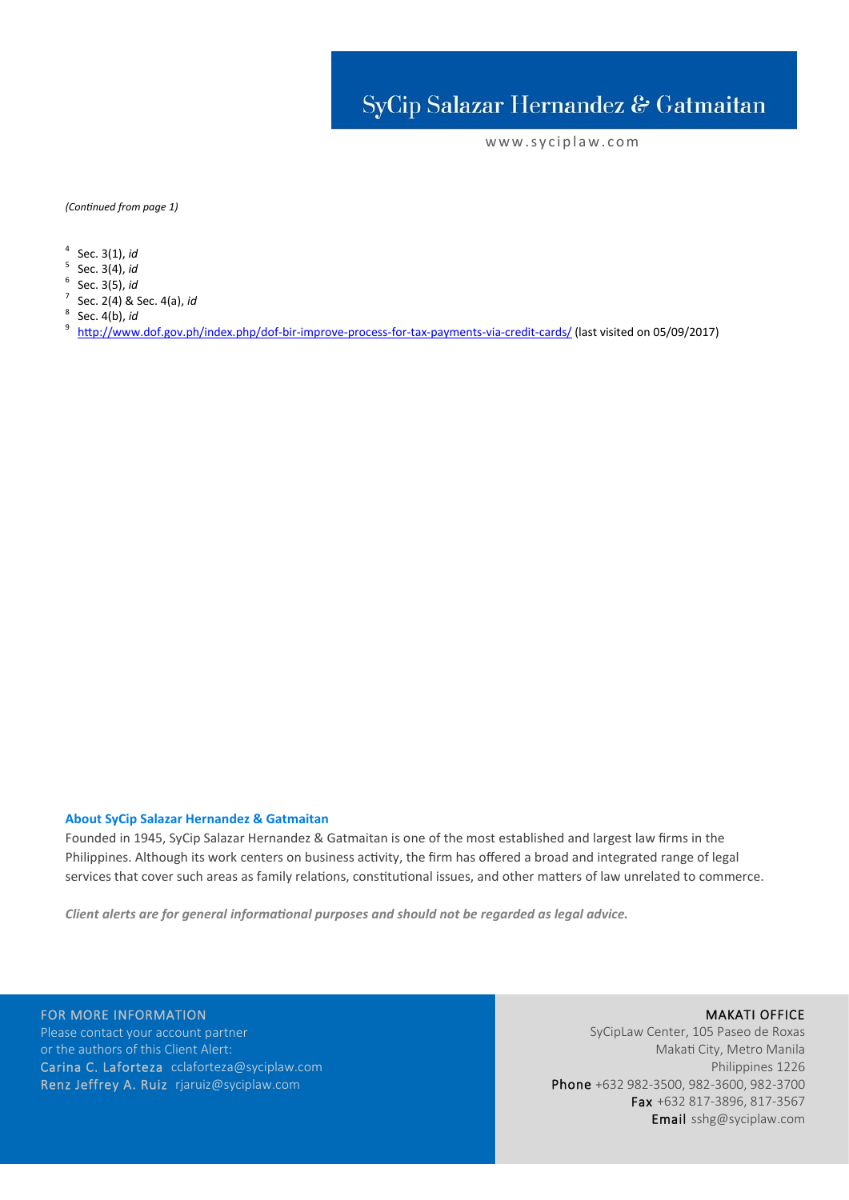*(Continued from page 1)*

[4] Sec. 3(1), *id*
[5] Sec. 3(4), *id*
[6] Sec. 3(5), *id*
[7] Sec. 2(4) & Sec. 4(a), *id*
[8] Sec. 4(b), *id*
[9] http://www.dof.gov.ph/index.php/dof-bir-improve-process-for-tax-payments-via-credit-cards/ (last visited on 05/09/2017)

**About SyCip Salazar Hernandez & Gatmaitan**

Founded in 1945, SyCip Salazar Hernandez & Gatmaitan is one of the most established and largest law firms in the Philippines. Although its work centers on business activity, the firm has offered a broad and integrated range of legal services that cover such areas as family relations, constitutional issues, and other matters of law unrelated to commerce.

***Client alerts are for general informational purposes and should not be regarded as legal advice.***

FOR MORE INFORMATION
Please contact your account partner
or the authors of this Client Alert:
**Carina C. Laforteza** cclaforteza@syciplaw.com
**Renz Jeffrey A. Ruiz** rjaruiz@syciplaw.com

MAKATI OFFICE
SyCipLaw Center, 105 Paseo de Roxas
Makati City, Metro Manila
Philippines 1226
**Phone** +632 982-3500, 982-3600, 982-3700
**Fax** +632 817-3896, 817-3567
**Email** sshg@syciplaw.com